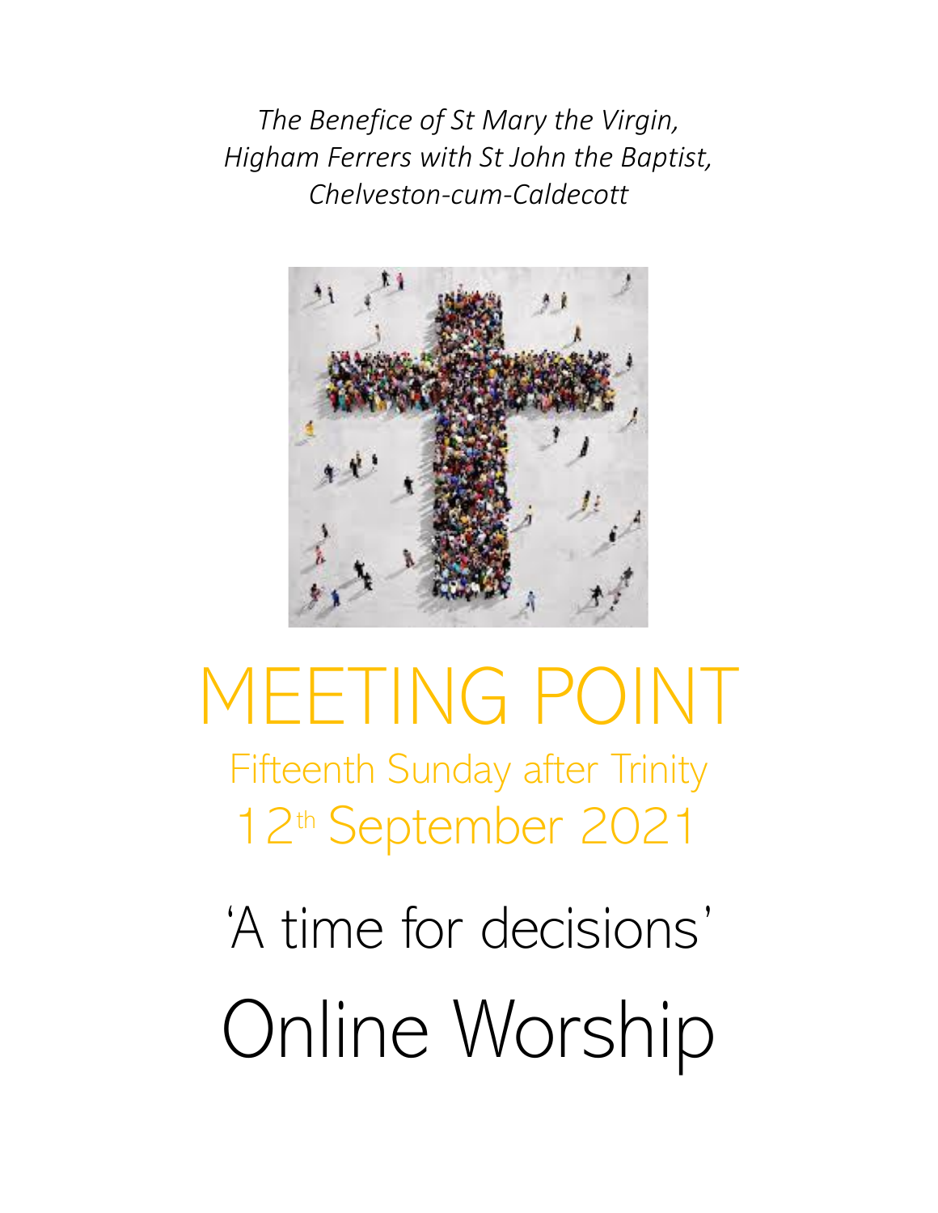*The Benefice of St Mary the Virgin, Higham Ferrers with St John the Baptist, Chelveston-cum-Caldecott*

# MEETING POINT

## Fifteenth Sunday after Trinity

## 12th September 2021

## 'A time for decisions'

# Online Worship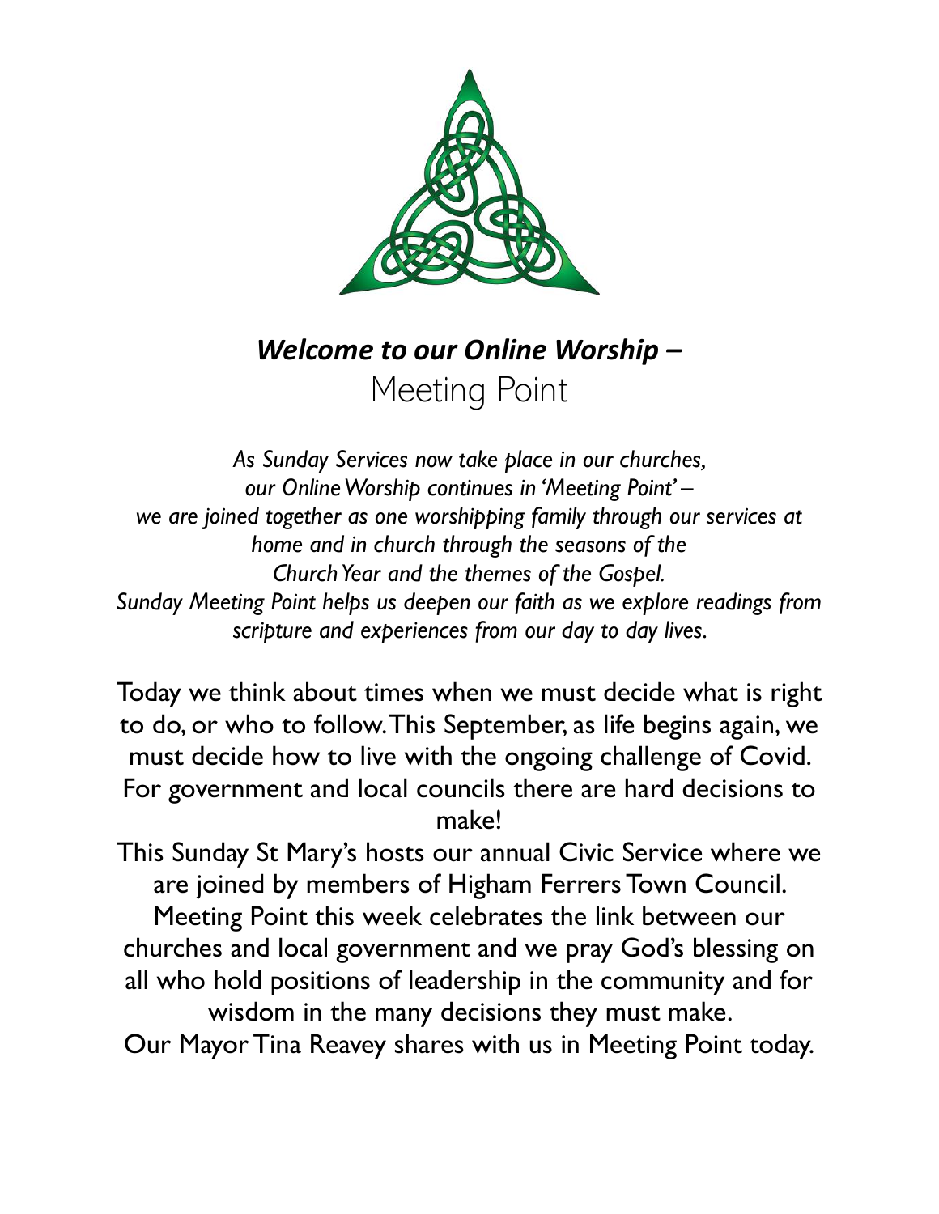# ***Welcome to our Online Worship –***
## Meeting Point

*As Sunday Services now take place in our churches, our Online Worship continues in 'Meeting Point' – we are joined together as one worshipping family through our services at home and in church through the seasons of the Church Year and the themes of the Gospel. Sunday Meeting Point helps us deepen our faith as we explore readings from scripture and experiences from our day to day lives.*

Today we think about times when we must decide what is right to do, or who to follow. This September, as life begins again, we must decide how to live with the ongoing challenge of Covid. For government and local councils there are hard decisions to make!

This Sunday St Mary's hosts our annual Civic Service where we are joined by members of Higham Ferrers Town Council. Meeting Point this week celebrates the link between our churches and local government and we pray God's blessing on all who hold positions of leadership in the community and for wisdom in the many decisions they must make.

Our Mayor Tina Reavey shares with us in Meeting Point today.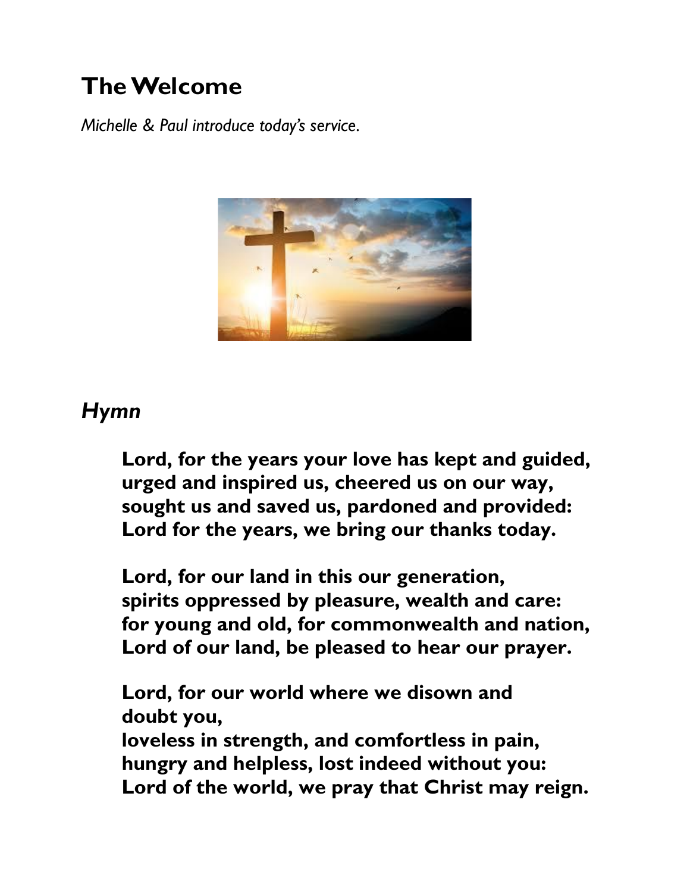## The Welcome

*Michelle & Paul introduce today's service.*

### *Hymn*

**Lord, for the years your love has kept and guided,**
**urged and inspired us, cheered us on our way,**
**sought us and saved us, pardoned and provided:**
**Lord for the years, we bring our thanks today.**

**Lord, for our land in this our generation,**
**spirits oppressed by pleasure, wealth and care:**
**for young and old, for commonwealth and nation,**
**Lord of our land, be pleased to hear our prayer.**

**Lord, for our world where we disown and doubt you,**
**loveless in strength, and comfortless in pain,**
**hungry and helpless, lost indeed without you:**
**Lord of the world, we pray that Christ may reign.**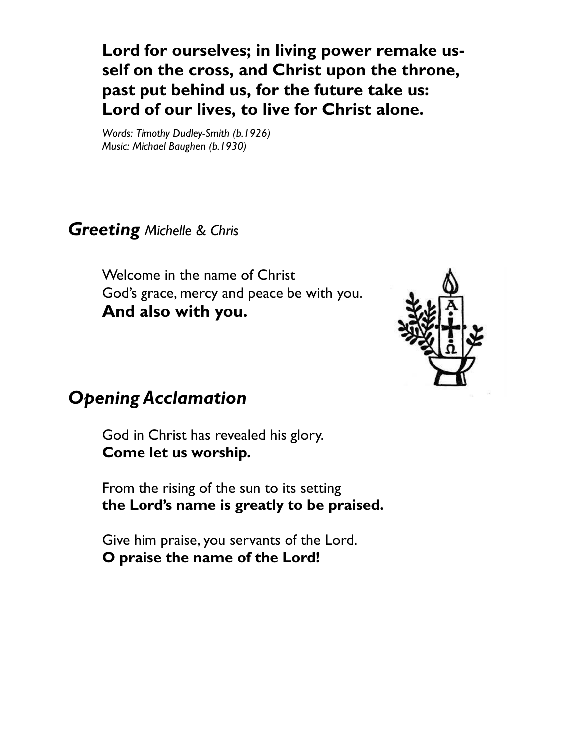**Lord for ourselves; in living power remake us-**
**self on the cross, and Christ upon the throne,**
**past put behind us, for the future take us:**
**Lord of our lives, to live for Christ alone.**

*Words: Timothy Dudley-Smith (b.1926)*
*Music: Michael Baughen (b.1930)*

## ***Greeting*** *Michelle & Chris*

Welcome in the name of Christ
God's grace, mercy and peace be with you.
**And also with you.**

## *Opening Acclamation*

God in Christ has revealed his glory.
**Come let us worship.**

From the rising of the sun to its setting
**the Lord's name is greatly to be praised.**

Give him praise, you servants of the Lord.
**O praise the name of the Lord!**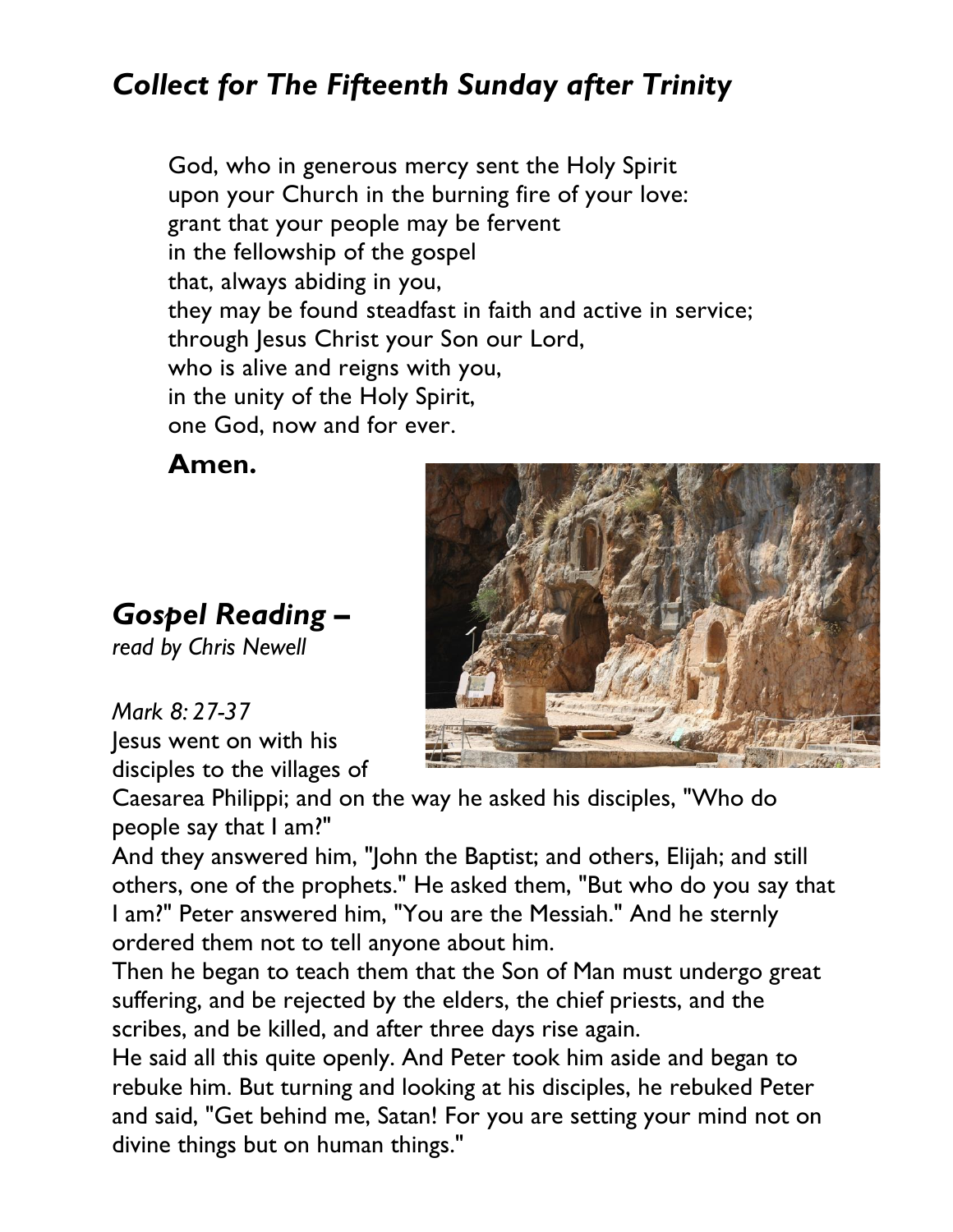## *Collect for The Fifteenth Sunday after Trinity*

God, who in generous mercy sent the Holy Spirit
upon your Church in the burning fire of your love:
grant that your people may be fervent
in the fellowship of the gospel
that, always abiding in you,
they may be found steadfast in faith and active in service;
through Jesus Christ your Son our Lord,
who is alive and reigns with you,
in the unity of the Holy Spirit,
one God, now and for ever.

**Amen.**

## *Gospel Reading –*

*read by Chris Newell*

*Mark 8: 27-37*

Jesus went on with his disciples to the villages of Caesarea Philippi; and on the way he asked his disciples, "Who do people say that I am?"

And they answered him, "John the Baptist; and others, Elijah; and still others, one of the prophets." He asked them, "But who do you say that I am?" Peter answered him, "You are the Messiah." And he sternly ordered them not to tell anyone about him.

Then he began to teach them that the Son of Man must undergo great suffering, and be rejected by the elders, the chief priests, and the scribes, and be killed, and after three days rise again.

He said all this quite openly. And Peter took him aside and began to rebuke him. But turning and looking at his disciples, he rebuked Peter and said, "Get behind me, Satan! For you are setting your mind not on divine things but on human things."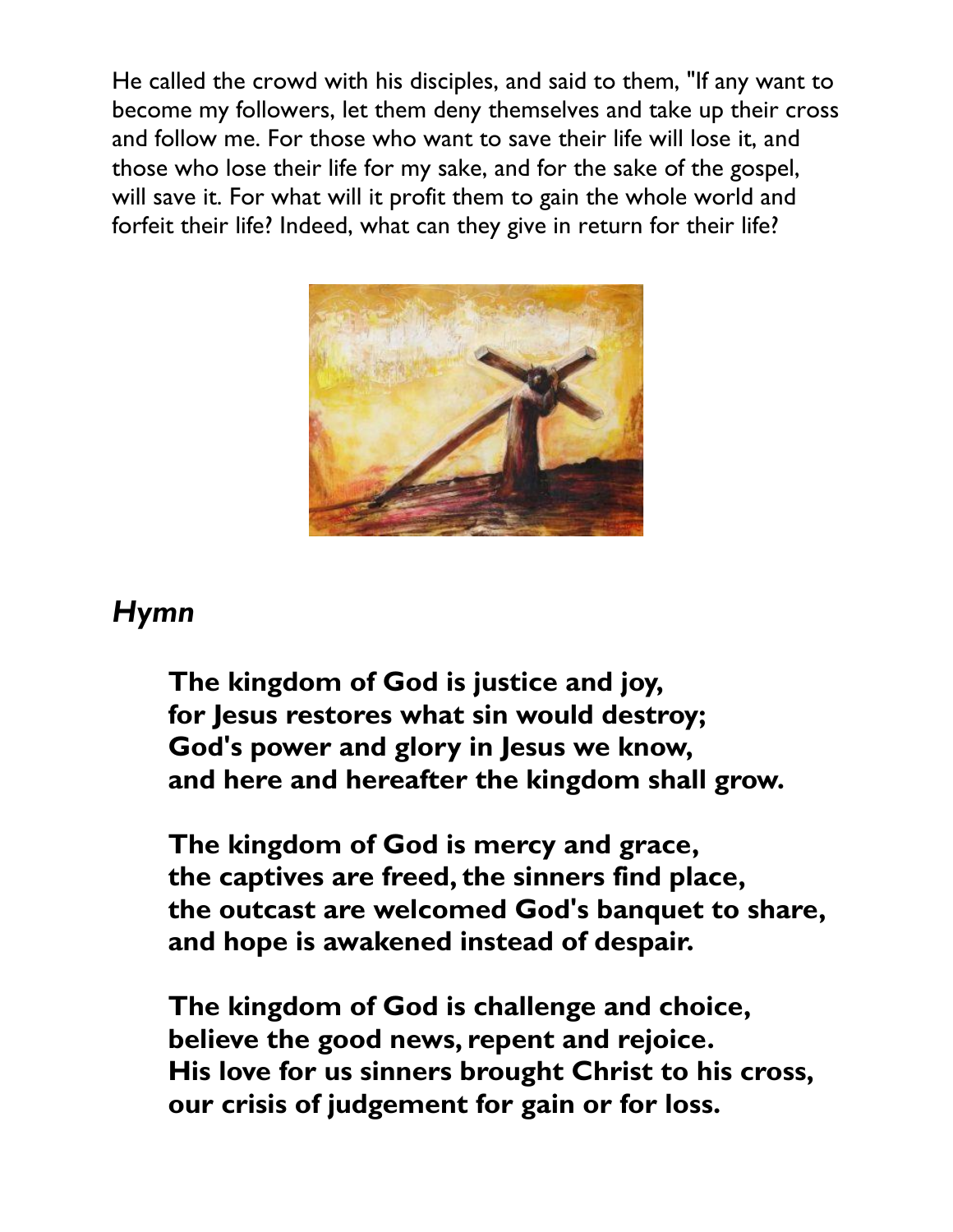He called the crowd with his disciples, and said to them, "If any want to become my followers, let them deny themselves and take up their cross and follow me. For those who want to save their life will lose it, and those who lose their life for my sake, and for the sake of the gospel, will save it. For what will it profit them to gain the whole world and forfeit their life? Indeed, what can they give in return for their life?

## *Hymn*

**The kingdom of God is justice and joy,**
**for Jesus restores what sin would destroy;**
**God's power and glory in Jesus we know,**
**and here and hereafter the kingdom shall grow.**

**The kingdom of God is mercy and grace,**
**the captives are freed, the sinners find place,**
**the outcast are welcomed God's banquet to share,**
**and hope is awakened instead of despair.**

**The kingdom of God is challenge and choice,**
**believe the good news, repent and rejoice.**
**His love for us sinners brought Christ to his cross,**
**our crisis of judgement for gain or for loss.**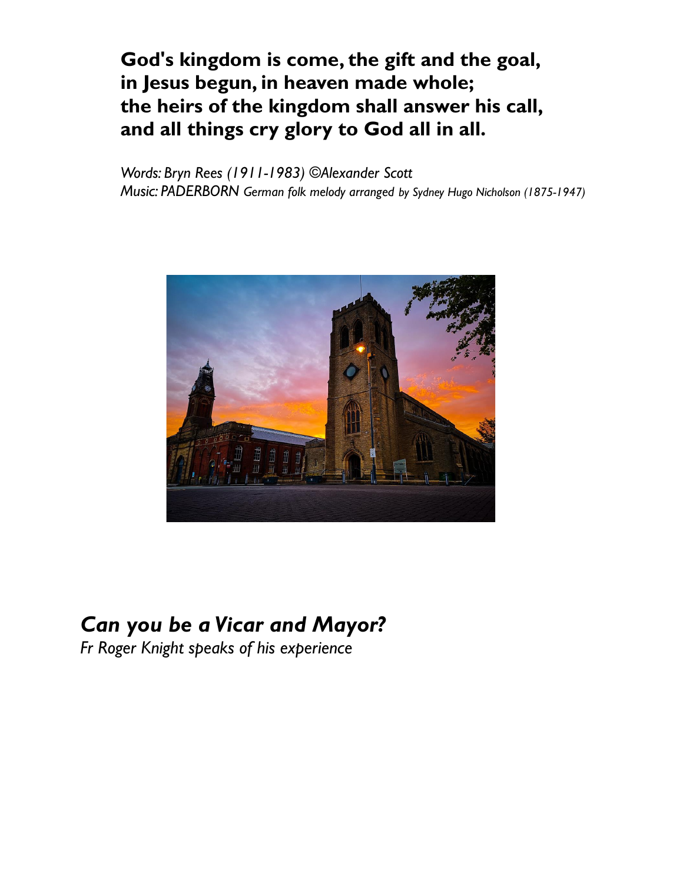**God's kingdom is come, the gift and the goal,**
**in Jesus begun, in heaven made whole;**
**the heirs of the kingdom shall answer his call,**
**and all things cry glory to God all in all.**

*Words: Bryn Rees (1911-1983) ©Alexander Scott*
*Music: PADERBORN German folk melody arranged by Sydney Hugo Nicholson (1875-1947)*

## *Can you be a Vicar and Mayor?*

*Fr Roger Knight speaks of his experience*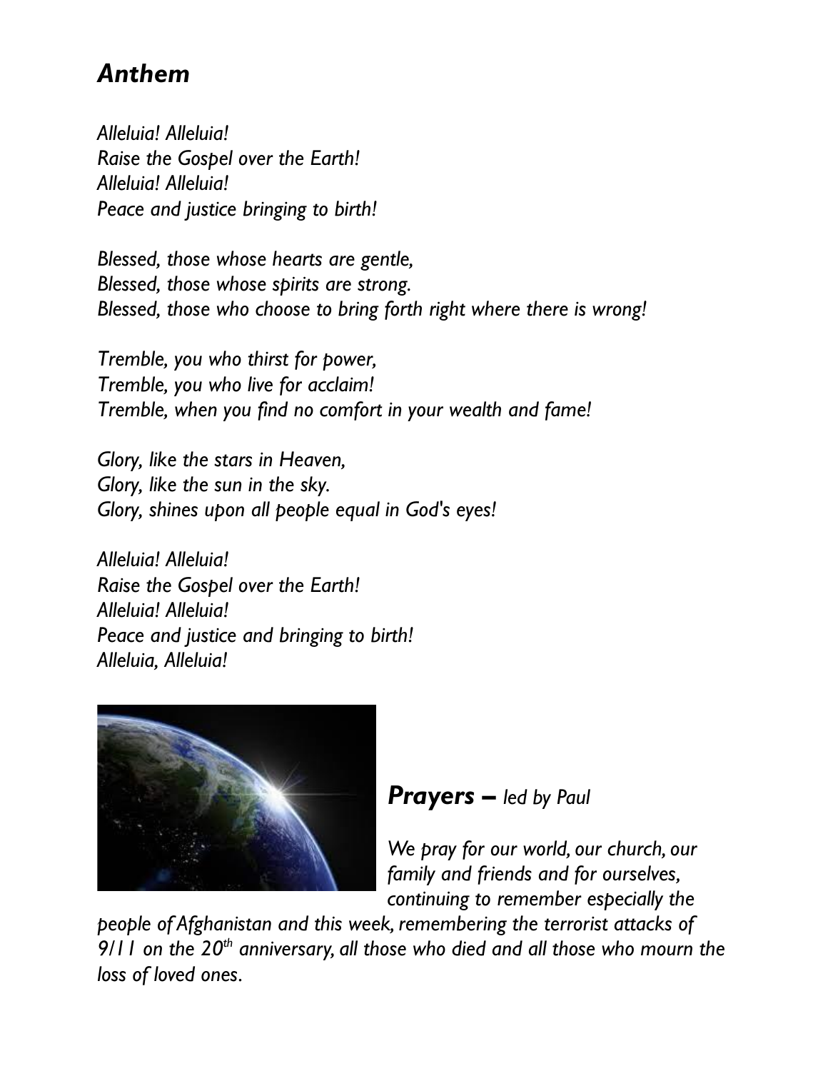## *Anthem*

*Alleluia! Alleluia!*
*Raise the Gospel over the Earth!*
*Alleluia! Alleluia!*
*Peace and justice bringing to birth!*

*Blessed, those whose hearts are gentle,*
*Blessed, those whose spirits are strong.*
*Blessed, those who choose to bring forth right where there is wrong!*

*Tremble, you who thirst for power,*
*Tremble, you who live for acclaim!*
*Tremble, when you find no comfort in your wealth and fame!*

*Glory, like the stars in Heaven,*
*Glory, like the sun in the sky.*
*Glory, shines upon all people equal in God's eyes!*

*Alleluia! Alleluia!*
*Raise the Gospel over the Earth!*
*Alleluia! Alleluia!*
*Peace and justice and bringing to birth!*
*Alleluia, Alleluia!*

## ***Prayers** – led by Paul*

*We pray for our world, our church, our family and friends and for ourselves, continuing to remember especially the people of Afghanistan and this week, remembering the terrorist attacks of 9/11 on the 20th anniversary, all those who died and all those who mourn the loss of loved ones.*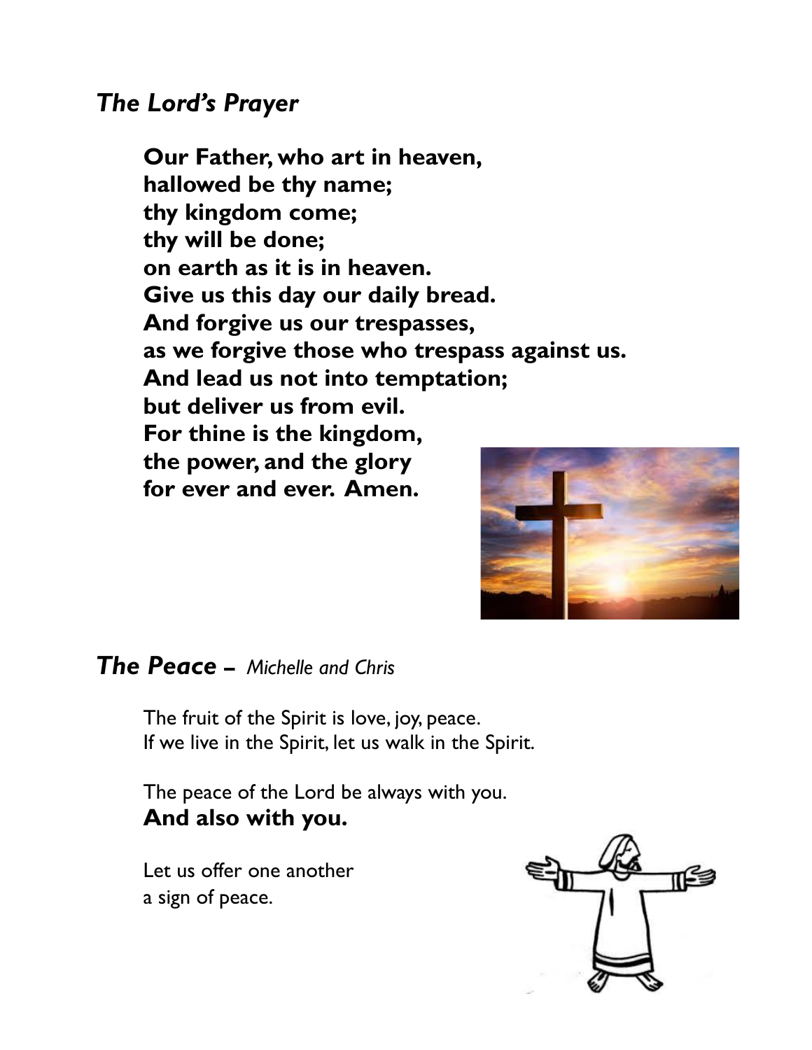## *The Lord's Prayer*

**Our Father, who art in heaven,**
**hallowed be thy name;**
**thy kingdom come;**
**thy will be done;**
**on earth as it is in heaven.**
**Give us this day our daily bread.**
**And forgive us our trespasses,**
**as we forgive those who trespass against us.**
**And lead us not into temptation;**
**but deliver us from evil.**
**For thine is the kingdom,**
**the power, and the glory**
**for ever and ever. Amen.**

## *The Peace* – *Michelle and Chris*

The fruit of the Spirit is love, joy, peace.
If we live in the Spirit, let us walk in the Spirit.

The peace of the Lord be always with you.
**And also with you.**

Let us offer one another
a sign of peace.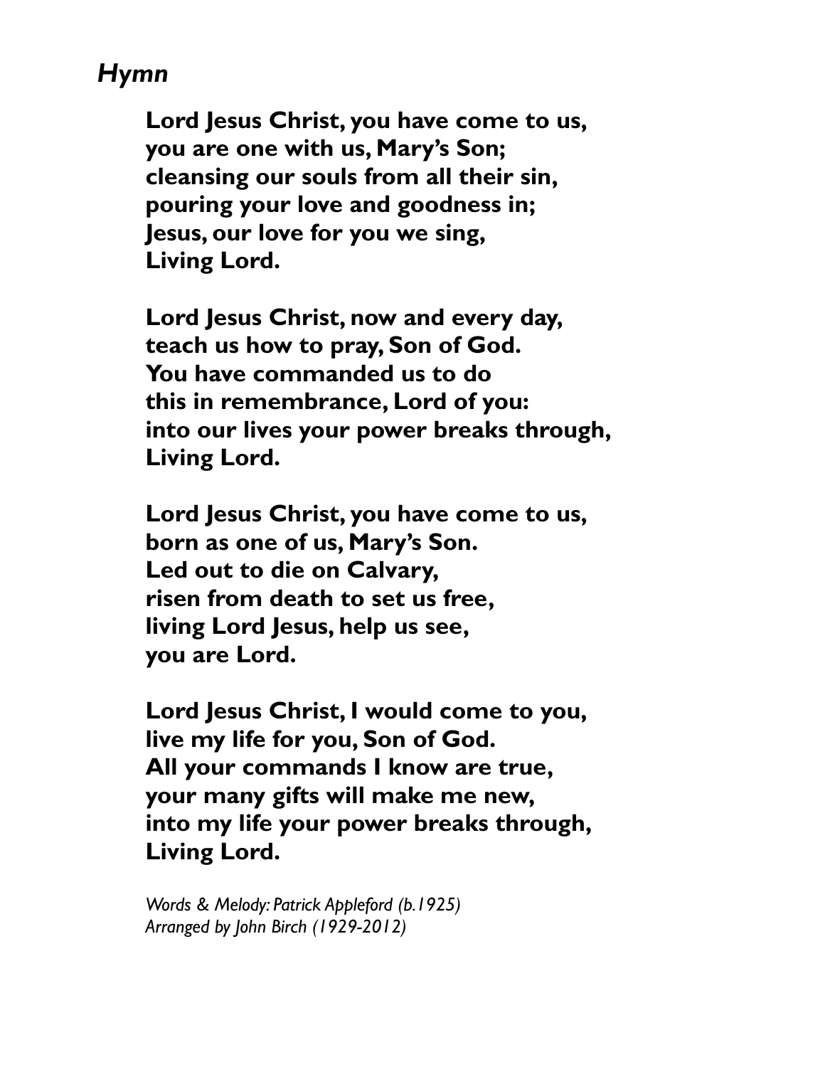*Hymn*

**Lord Jesus Christ, you have come to us,**
**you are one with us, Mary's Son;**
**cleansing our souls from all their sin,**
**pouring your love and goodness in;**
**Jesus, our love for you we sing,**
**Living Lord.**

**Lord Jesus Christ, now and every day,**
**teach us how to pray, Son of God.**
**You have commanded us to do**
**this in remembrance, Lord of you:**
**into our lives your power breaks through,**
**Living Lord.**

**Lord Jesus Christ, you have come to us,**
**born as one of us, Mary's Son.**
**Led out to die on Calvary,**
**risen from death to set us free,**
**living Lord Jesus, help us see,**
**you are Lord.**

**Lord Jesus Christ, I would come to you,**
**live my life for you, Son of God.**
**All your commands I know are true,**
**your many gifts will make me new,**
**into my life your power breaks through,**
**Living Lord.**

*Words & Melody: Patrick Appleford (b.1925)*
*Arranged by John Birch (1929-2012)*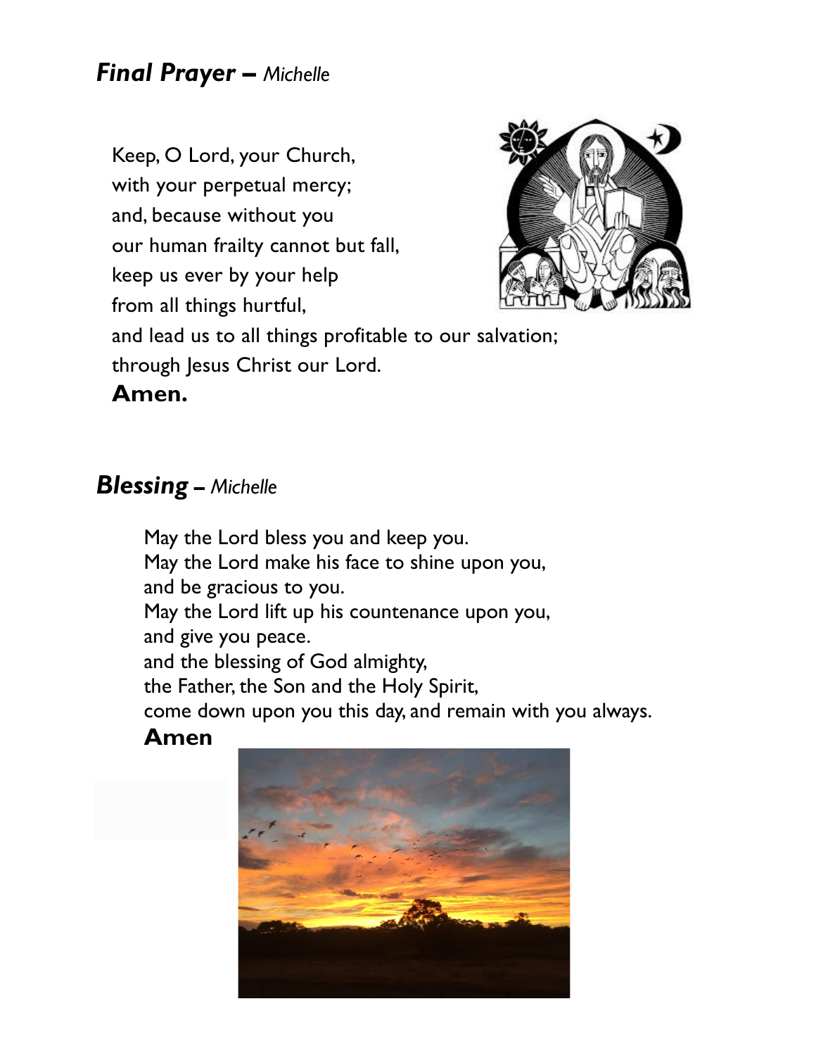## ***Final Prayer** – Michelle*

Keep, O Lord, your Church,
with your perpetual mercy;
and, because without you
our human frailty cannot but fall,
keep us ever by your help
from all things hurtful,
and lead us to all things profitable to our salvation;
through Jesus Christ our Lord.
**Amen.**

## ***Blessing** – Michelle*

May the Lord bless you and keep you.
May the Lord make his face to shine upon you,
and be gracious to you.
May the Lord lift up his countenance upon you,
and give you peace.
and the blessing of God almighty,
the Father, the Son and the Holy Spirit,
come down upon you this day, and remain with you always.
**Amen**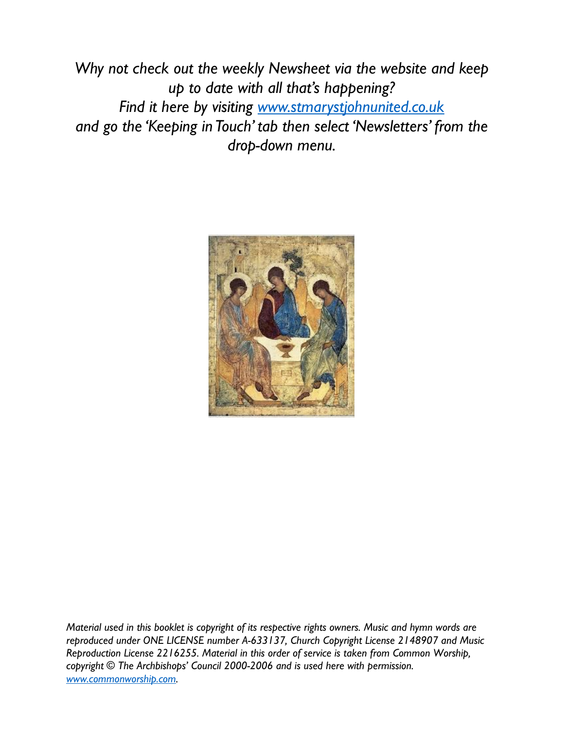*Why not check out the weekly Newsheet via the website and keep up to date with all that's happening?*
*Find it here by visiting [www.stmarystjohnunited.co.uk](http://www.stmarystjohnunited.co.uk)*
*and go the 'Keeping in Touch' tab then select 'Newsletters' from the drop-down menu.*

*Material used in this booklet is copyright of its respective rights owners. Music and hymn words are reproduced under ONE LICENSE number A-633137, Church Copyright License 2148907 and Music Reproduction License 2216255. Material in this order of service is taken from Common Worship, copyright © The Archbishops' Council 2000-2006 and is used here with permission. [www.commonworship.com](http://www.commonworship.com).*